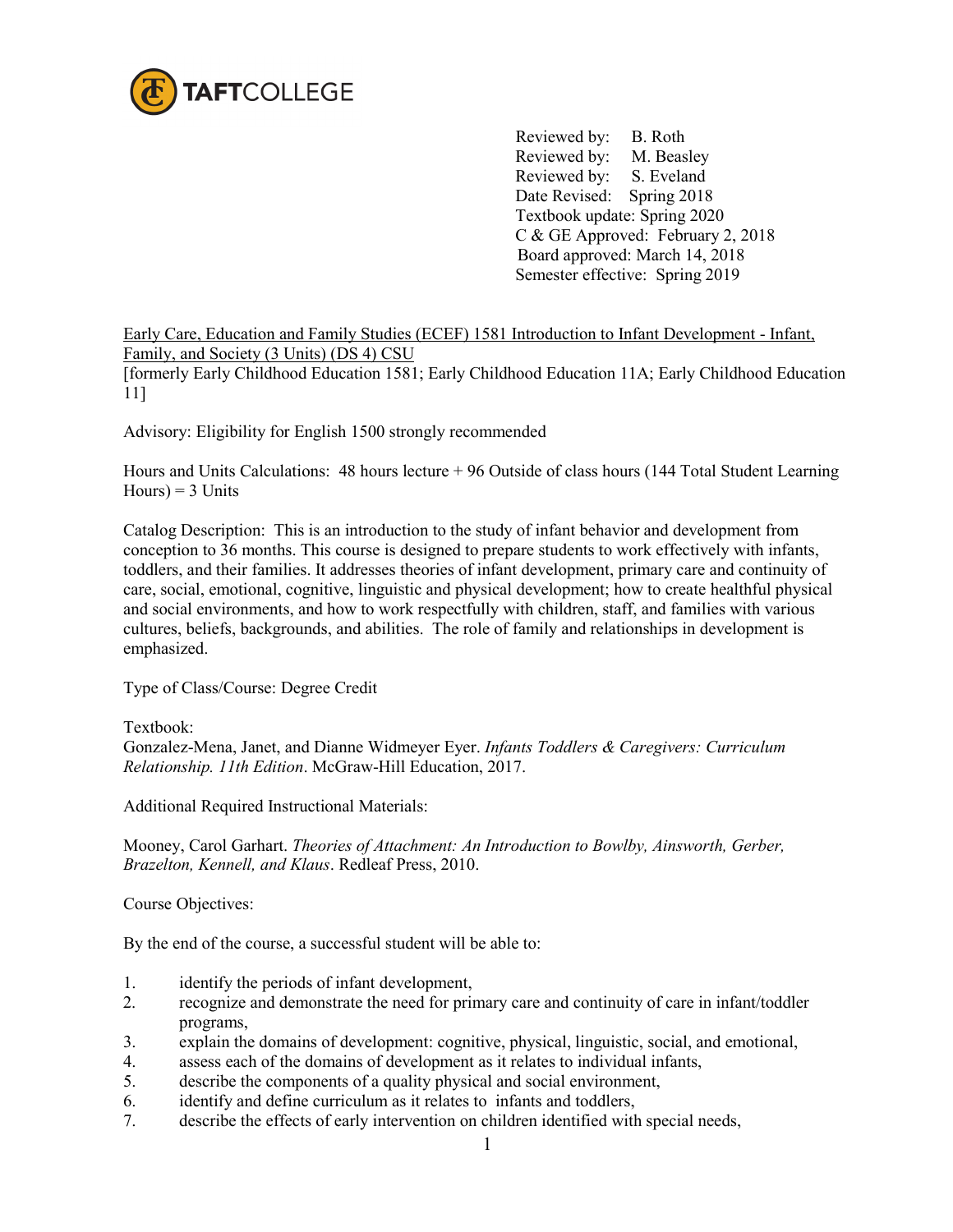TAFTCOLLEGE

Reviewed by: B. Roth
Reviewed by: M. Beasley
Reviewed by: S. Eveland
Date Revised: Spring 2018
Textbook update: Spring 2020
C & GE Approved: February 2, 2018
Board approved: March 14, 2018
Semester effective: Spring 2019

Early Care, Education and Family Studies (ECEF) 1581 Introduction to Infant Development - Infant, Family, and Society (3 Units) (DS 4) CSU
[formerly Early Childhood Education 1581; Early Childhood Education 11A; Early Childhood Education 11]

Advisory: Eligibility for English 1500 strongly recommended

Hours and Units Calculations: 48 hours lecture + 96 Outside of class hours (144 Total Student Learning Hours) = 3 Units

Catalog Description: This is an introduction to the study of infant behavior and development from conception to 36 months. This course is designed to prepare students to work effectively with infants, toddlers, and their families. It addresses theories of infant development, primary care and continuity of care, social, emotional, cognitive, linguistic and physical development; how to create healthful physical and social environments, and how to work respectfully with children, staff, and families with various cultures, beliefs, backgrounds, and abilities. The role of family and relationships in development is emphasized.

Type of Class/Course: Degree Credit

Textbook:
Gonzalez-Mena, Janet, and Dianne Widmeyer Eyer. *Infants Toddlers & Caregivers: Curriculum Relationship. 11th Edition*. McGraw-Hill Education, 2017.

Additional Required Instructional Materials:

Mooney, Carol Garhart. *Theories of Attachment: An Introduction to Bowlby, Ainsworth, Gerber, Brazelton, Kennell, and Klaus*. Redleaf Press, 2010.

Course Objectives:

By the end of the course, a successful student will be able to:

1. identify the periods of infant development,
2. recognize and demonstrate the need for primary care and continuity of care in infant/toddler programs,
3. explain the domains of development: cognitive, physical, linguistic, social, and emotional,
4. assess each of the domains of development as it relates to individual infants,
5. describe the components of a quality physical and social environment,
6. identify and define curriculum as it relates to infants and toddlers,
7. describe the effects of early intervention on children identified with special needs,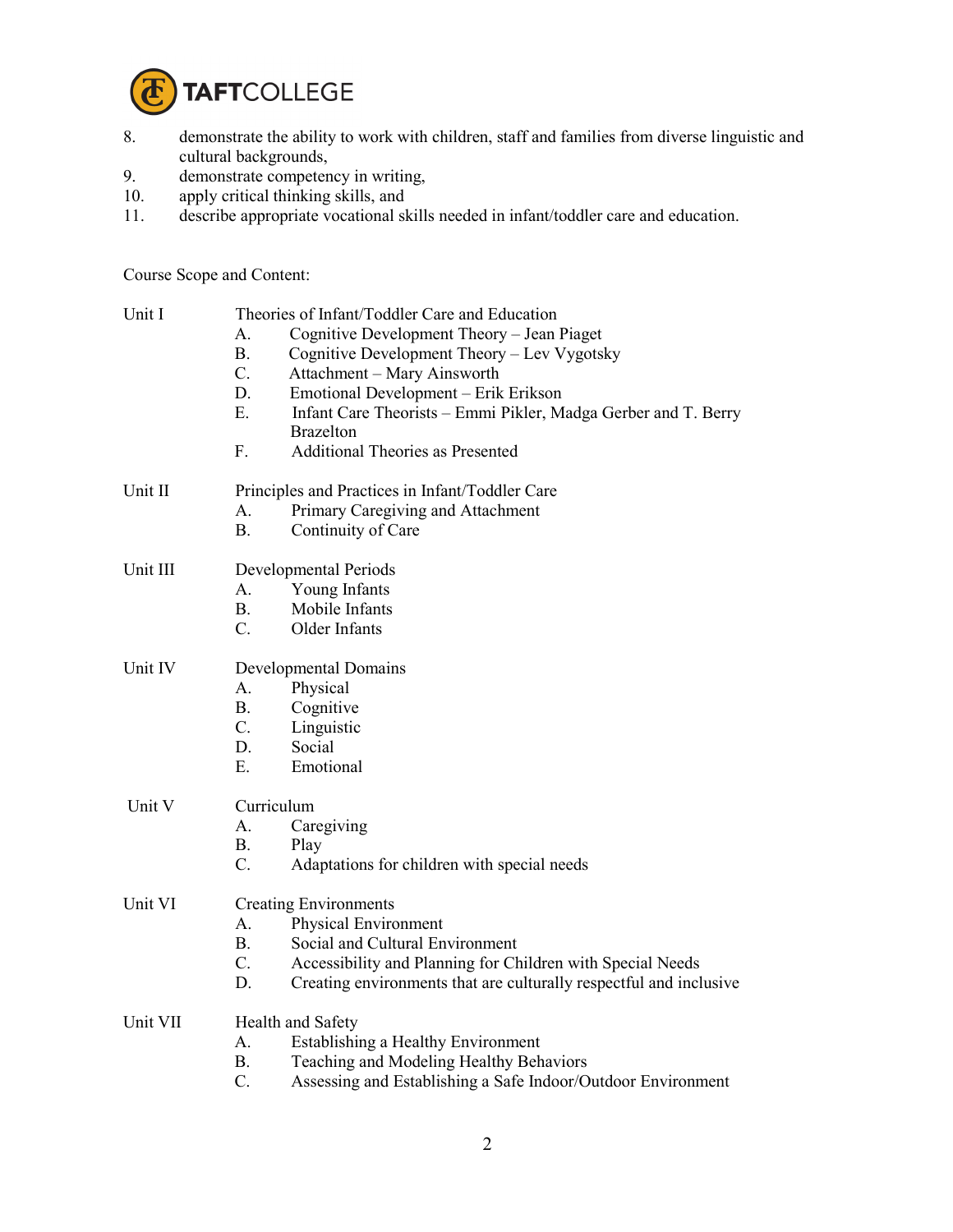8. demonstrate the ability to work with children, staff and families from diverse linguistic and cultural backgrounds,
9. demonstrate competency in writing,
10. apply critical thinking skills, and
11. describe appropriate vocational skills needed in infant/toddler care and education.

Course Scope and Content:

Unit I — Theories of Infant/Toddler Care and Education

- A. Cognitive Development Theory – Jean Piaget
- B. Cognitive Development Theory – Lev Vygotsky
- C. Attachment – Mary Ainsworth
- D. Emotional Development – Erik Erikson
- E. Infant Care Theorists – Emmi Pikler, Madga Gerber and T. Berry Brazelton
- F. Additional Theories as Presented

Unit II — Principles and Practices in Infant/Toddler Care

- A. Primary Caregiving and Attachment
- B. Continuity of Care

Unit III — Developmental Periods

- A. Young Infants
- B. Mobile Infants
- C. Older Infants

Unit IV — Developmental Domains

- A. Physical
- B. Cognitive
- C. Linguistic
- D. Social
- E. Emotional

Unit V — Curriculum

- A. Caregiving
- B. Play
- C. Adaptations for children with special needs

Unit VI — Creating Environments

- A. Physical Environment
- B. Social and Cultural Environment
- C. Accessibility and Planning for Children with Special Needs
- D. Creating environments that are culturally respectful and inclusive

Unit VII — Health and Safety

- A. Establishing a Healthy Environment
- B. Teaching and Modeling Healthy Behaviors
- C. Assessing and Establishing a Safe Indoor/Outdoor Environment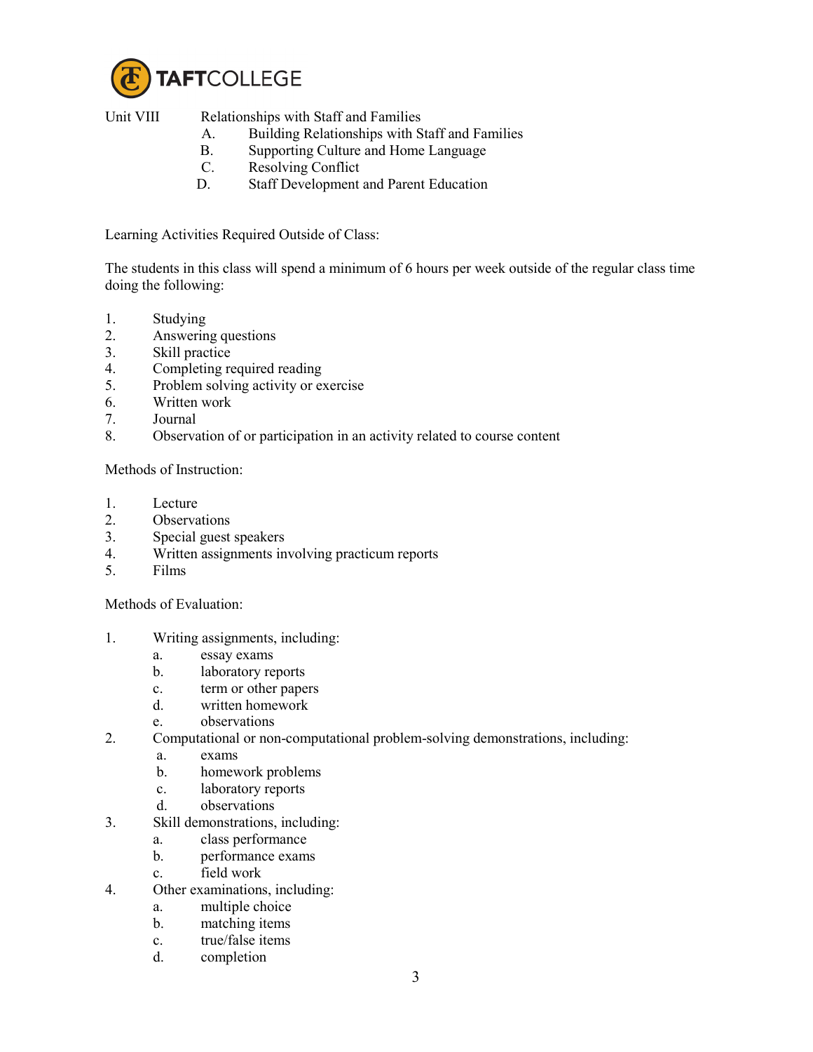Unit VIII Relationships with Staff and Families

A. Building Relationships with Staff and Families
B. Supporting Culture and Home Language
C. Resolving Conflict
D. Staff Development and Parent Education

Learning Activities Required Outside of Class:

The students in this class will spend a minimum of 6 hours per week outside of the regular class time doing the following:

1. Studying
2. Answering questions
3. Skill practice
4. Completing required reading
5. Problem solving activity or exercise
6. Written work
7. Journal
8. Observation of or participation in an activity related to course content

Methods of Instruction:

1. Lecture
2. Observations
3. Special guest speakers
4. Written assignments involving practicum reports
5. Films

Methods of Evaluation:

1. Writing assignments, including:
   a. essay exams
   b. laboratory reports
   c. term or other papers
   d. written homework
   e. observations
2. Computational or non-computational problem-solving demonstrations, including:
   a. exams
   b. homework problems
   c. laboratory reports
   d. observations
3. Skill demonstrations, including:
   a. class performance
   b. performance exams
   c. field work
4. Other examinations, including:
   a. multiple choice
   b. matching items
   c. true/false items
   d. completion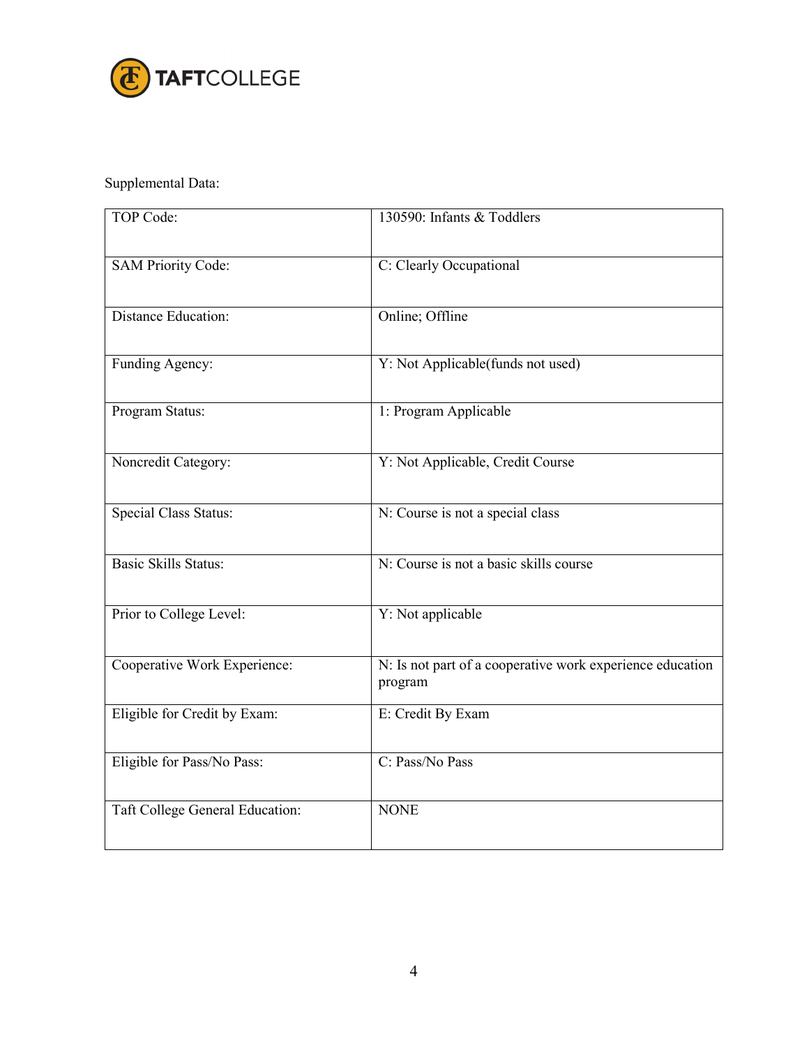Supplemental Data:

| | |
|---|---|
| TOP Code: | 130590: Infants & Toddlers |
| SAM Priority Code: | C: Clearly Occupational |
| Distance Education: | Online; Offline |
| Funding Agency: | Y: Not Applicable(funds not used) |
| Program Status: | 1: Program Applicable |
| Noncredit Category: | Y: Not Applicable, Credit Course |
| Special Class Status: | N: Course is not a special class |
| Basic Skills Status: | N: Course is not a basic skills course |
| Prior to College Level: | Y: Not applicable |
| Cooperative Work Experience: | N: Is not part of a cooperative work experience education program |
| Eligible for Credit by Exam: | E: Credit By Exam |
| Eligible for Pass/No Pass: | C: Pass/No Pass |
| Taft College General Education: | NONE |